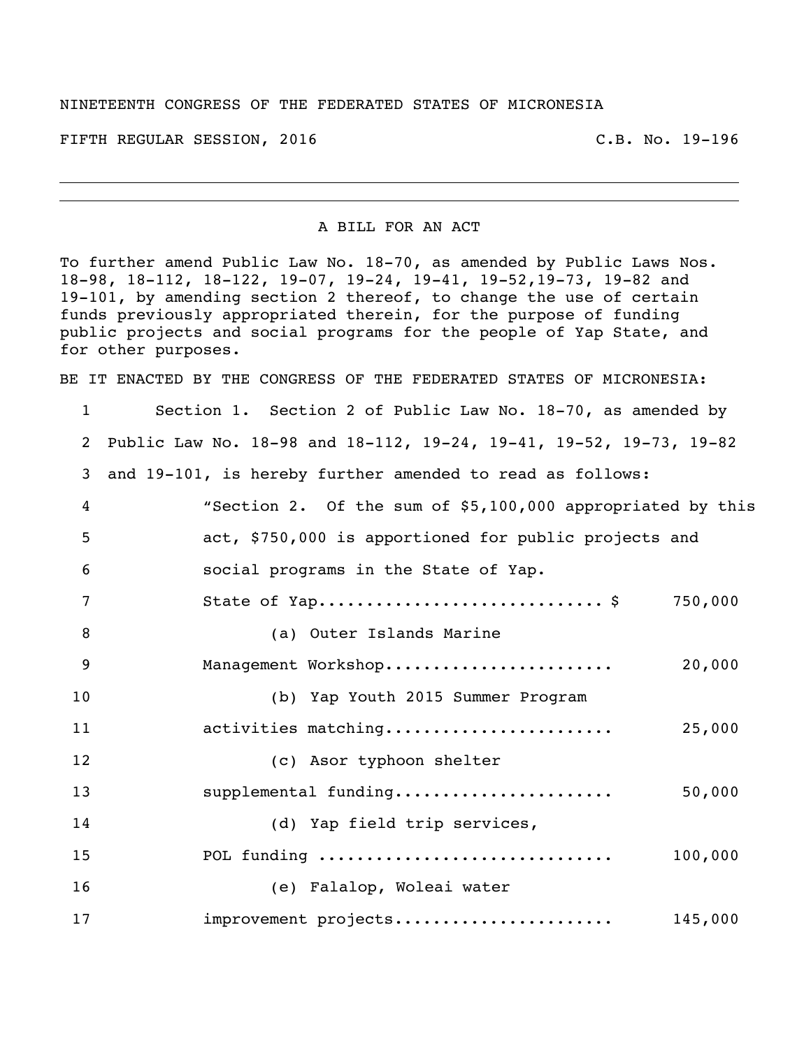NINETEENTH CONGRESS OF THE FEDERATED STATES OF MICRONESIA

FIFTH REGULAR SESSION, 2016 C.B. No. 19-196

---

A BILL FOR AN ACT

To further amend Public Law No. 18-70, as amended by Public Laws Nos. 18-98, 18-112, 18-122, 19-07, 19-24, 19-41, 19-52,19-73, 19-82 and 19-101, by amending section 2 thereof, to change the use of certain funds previously appropriated therein, for the purpose of funding public projects and social programs for the people of Yap State, and for other purposes.

BE IT ENACTED BY THE CONGRESS OF THE FEDERATED STATES OF MICRONESIA:

1 Section 1. Section 2 of Public Law No. 18-70, as amended by
2 Public Law No. 18-98 and 18-112, 19-24, 19-41, 19-52, 19-73, 19-82
3 and 19-101, is hereby further amended to read as follows:
4 "Section 2. Of the sum of $5,100,000 appropriated by this
5 act, $750,000 is apportioned for public projects and
6 social programs in the State of Yap.
7 State of Yap............................ $ 750,000
8 (a) Outer Islands Marine
9 Management Workshop....................... 20,000
10 (b) Yap Youth 2015 Summer Program
11 activities matching....................... 25,000
12 (c) Asor typhoon shelter
13 supplemental funding...................... 50,000
14 (d) Yap field trip services,
15 POL funding .............................. 100,000
16 (e) Falalop, Woleai water
17 improvement projects...................... 145,000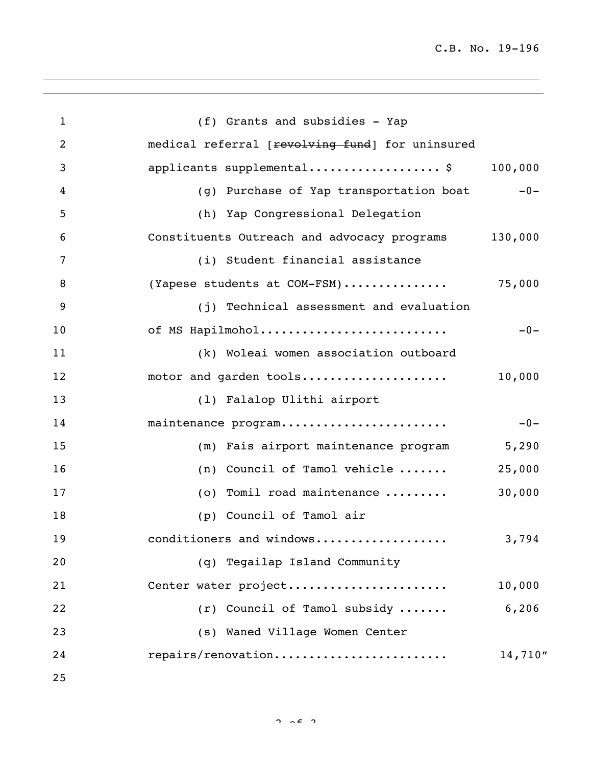(f) Grants and subsidies - Yap medical referral [~~revolving fund~~] for uninsured applicants supplemental.................. $ 100,000

(g) Purchase of Yap transportation boat -0-

(h) Yap Congressional Delegation Constituents Outreach and advocacy programs 130,000

(i) Student financial assistance (Yapese students at COM-FSM)............... 75,000

(j) Technical assessment and evaluation of MS Hapilmohol.......................... -0-

(k) Woleai women association outboard motor and garden tools..................... 10,000

(l) Falalop Ulithi airport maintenance program....................... -0-

(m) Fais airport maintenance program 5,290

(n) Council of Tamol vehicle ....... 25,000

(o) Tomil road maintenance ......... 30,000

(p) Council of Tamol air conditioners and windows.................. 3,794

(q) Tegailap Island Community Center water project...................... 10,000

(r) Council of Tamol subsidy ....... 6,206

(s) Waned Village Women Center repairs/renovation........................ 14,710"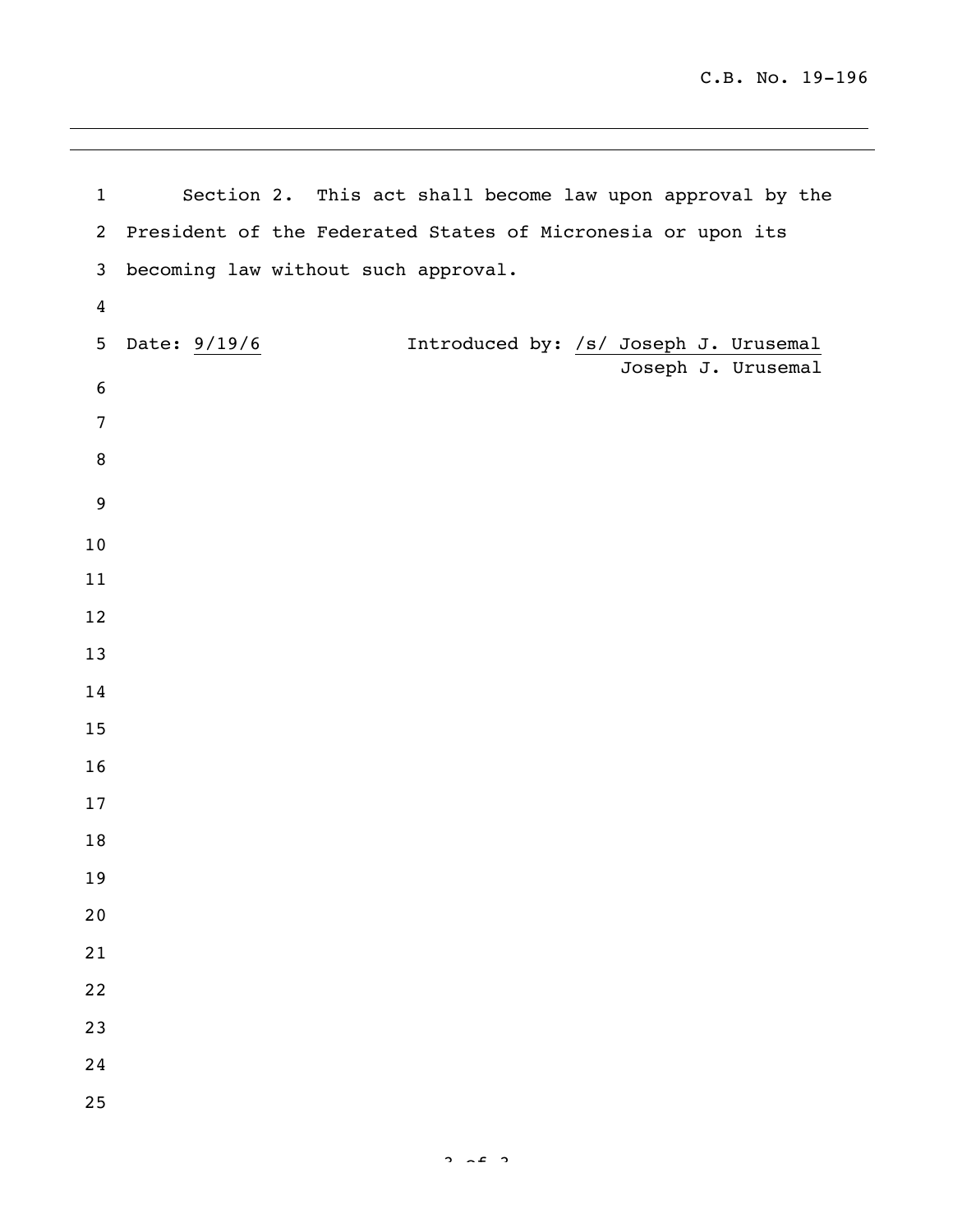Section 2. This act shall become law upon approval by the President of the Federated States of Micronesia or upon its becoming law without such approval.

Date: 9/19/6

Introduced by: /s/ Joseph J. Urusemal
Joseph J. Urusemal